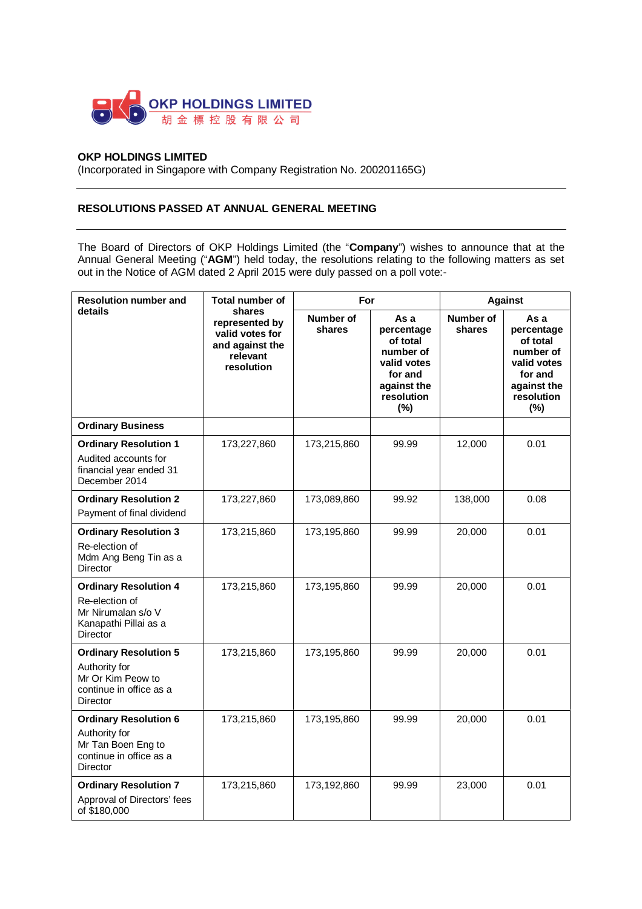OKP HOLDINGS LIMITED
胡金標控股有限公司

**OKP HOLDINGS LIMITED**
(Incorporated in Singapore with Company Registration No. 200201165G)

---

**RESOLUTIONS PASSED AT ANNUAL GENERAL MEETING**

---

The Board of Directors of OKP Holdings Limited (the "**Company**") wishes to announce that at the Annual General Meeting ("**AGM**") held today, the resolutions relating to the following matters as set out in the Notice of AGM dated 2 April 2015 were duly passed on a poll vote:-

| Resolution number and details | Total number of shares represented by valid votes for and against the relevant resolution | For | | Against | |
|---|---|---|---|---|---|
| | | Number of shares | As a percentage of total number of valid votes for and against the resolution (%) | Number of shares | As a percentage of total number of valid votes for and against the resolution (%) |
| **Ordinary Business** | | | | | |
| **Ordinary Resolution 1** Audited accounts for financial year ended 31 December 2014 | 173,227,860 | 173,215,860 | 99.99 | 12,000 | 0.01 |
| **Ordinary Resolution 2** Payment of final dividend | 173,227,860 | 173,089,860 | 99.92 | 138,000 | 0.08 |
| **Ordinary Resolution 3** Re-election of Mdm Ang Beng Tin as a Director | 173,215,860 | 173,195,860 | 99.99 | 20,000 | 0.01 |
| **Ordinary Resolution 4** Re-election of Mr Nirumalan s/o V Kanapathi Pillai as a Director | 173,215,860 | 173,195,860 | 99.99 | 20,000 | 0.01 |
| **Ordinary Resolution 5** Authority for Mr Or Kim Peow to continue in office as a Director | 173,215,860 | 173,195,860 | 99.99 | 20,000 | 0.01 |
| **Ordinary Resolution 6** Authority for Mr Tan Boen Eng to continue in office as a Director | 173,215,860 | 173,195,860 | 99.99 | 20,000 | 0.01 |
| **Ordinary Resolution 7** Approval of Directors' fees of $180,000 | 173,215,860 | 173,192,860 | 99.99 | 23,000 | 0.01 |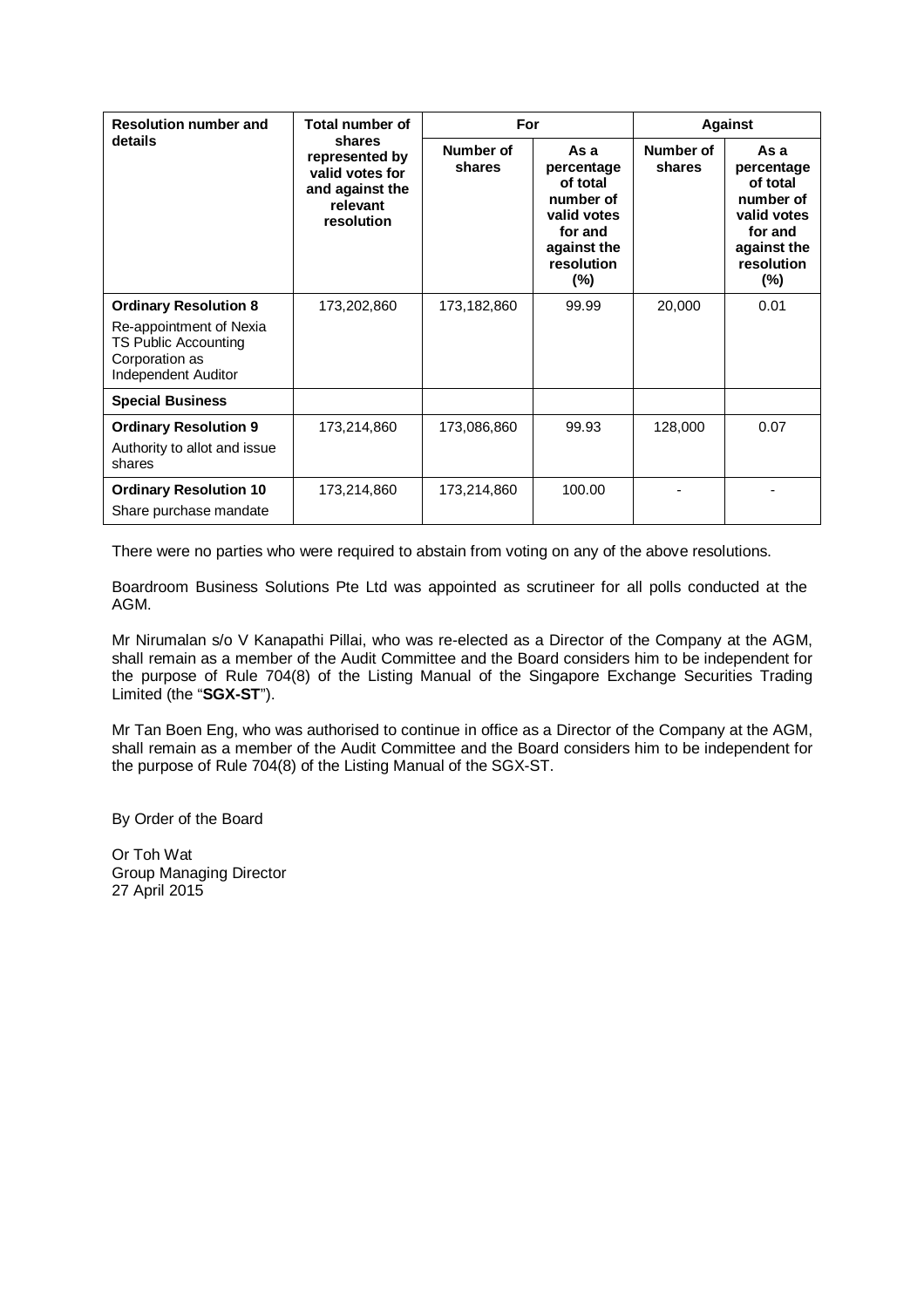| Resolution number and details | Total number of shares represented by valid votes for and against the relevant resolution | For | | Against | |
|---|---|---|---|---|---|
| | | Number of shares | As a percentage of total number of valid votes for and against the resolution (%) | Number of shares | As a percentage of total number of valid votes for and against the resolution (%) |
| **Ordinary Resolution 8**<br>Re-appointment of Nexia TS Public Accounting Corporation as Independent Auditor | 173,202,860 | 173,182,860 | 99.99 | 20,000 | 0.01 |
| **Special Business** | | | | | |
| **Ordinary Resolution 9**<br>Authority to allot and issue shares | 173,214,860 | 173,086,860 | 99.93 | 128,000 | 0.07 |
| **Ordinary Resolution 10**<br>Share purchase mandate | 173,214,860 | 173,214,860 | 100.00 | - | - |

There were no parties who were required to abstain from voting on any of the above resolutions.

Boardroom Business Solutions Pte Ltd was appointed as scrutineer for all polls conducted at the AGM.

Mr Nirumalan s/o V Kanapathi Pillai, who was re-elected as a Director of the Company at the AGM, shall remain as a member of the Audit Committee and the Board considers him to be independent for the purpose of Rule 704(8) of the Listing Manual of the Singapore Exchange Securities Trading Limited (the "**SGX-ST**").

Mr Tan Boen Eng, who was authorised to continue in office as a Director of the Company at the AGM, shall remain as a member of the Audit Committee and the Board considers him to be independent for the purpose of Rule 704(8) of the Listing Manual of the SGX-ST.

By Order of the Board

Or Toh Wat
Group Managing Director
27 April 2015